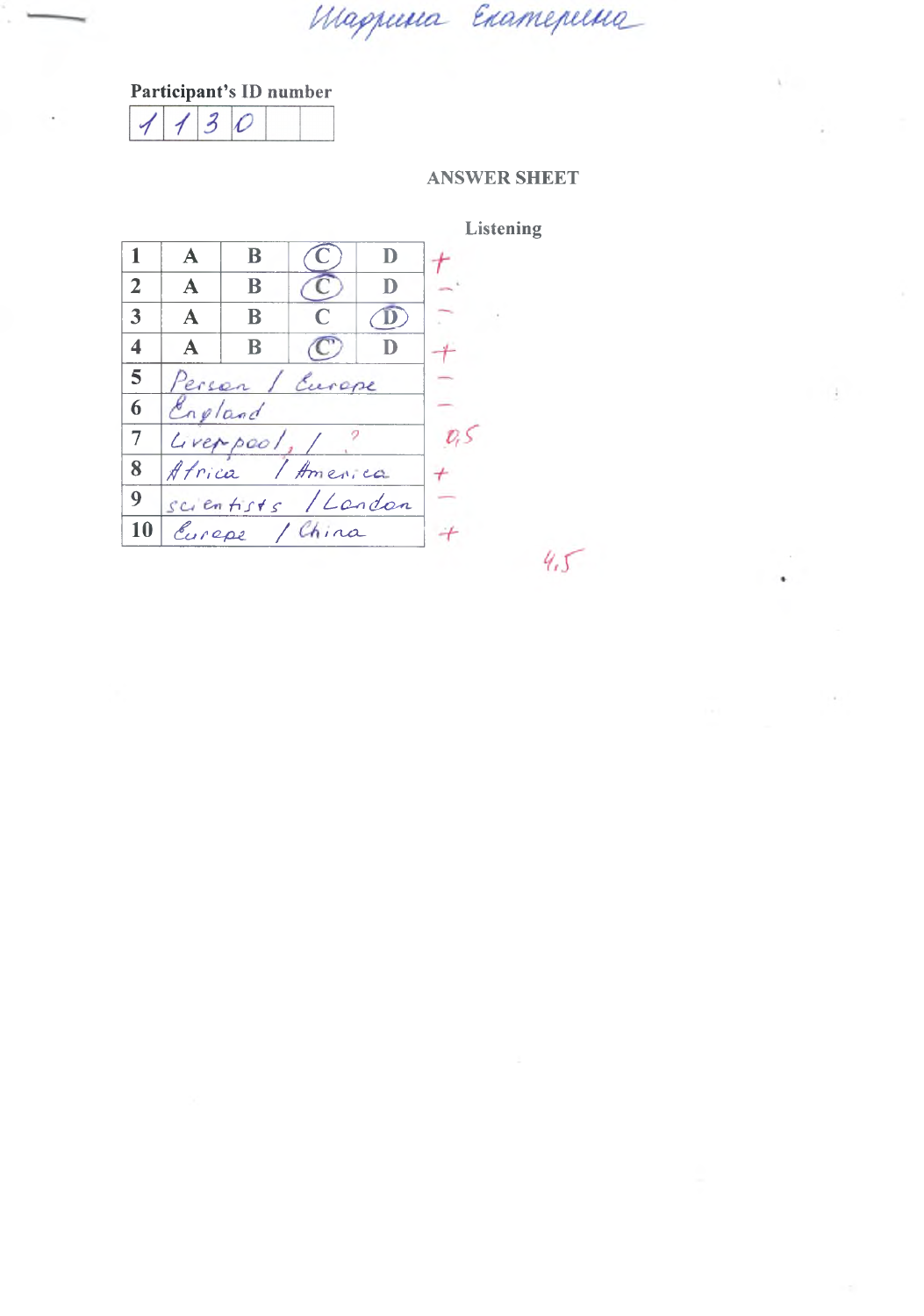Шадрина Екатерина

**Participant's ID number**

| 1 | 1 | 3 | 0 | | |
|---|---|---|---|---|---|

## ANSWER SHEET

### Listening

| | | | | | |
|---|---|---|---|---|---|
| 1 | A | B | (C) | D | + |
| 2 | A | B | (C) | D | – |
| 3 | A | B | C | (D) | – |
| 4 | A | B | (C) | D | + |
| 5 | Person / Europe | | | | – |
| 6 | England | | | | – |
| 7 | Liverpool, / ? | | | | 0,5 |
| 8 | Africa / America | | | | + |
| 9 | scientists / London | | | | – |
| 10 | Europe / China | | | | + |

4,5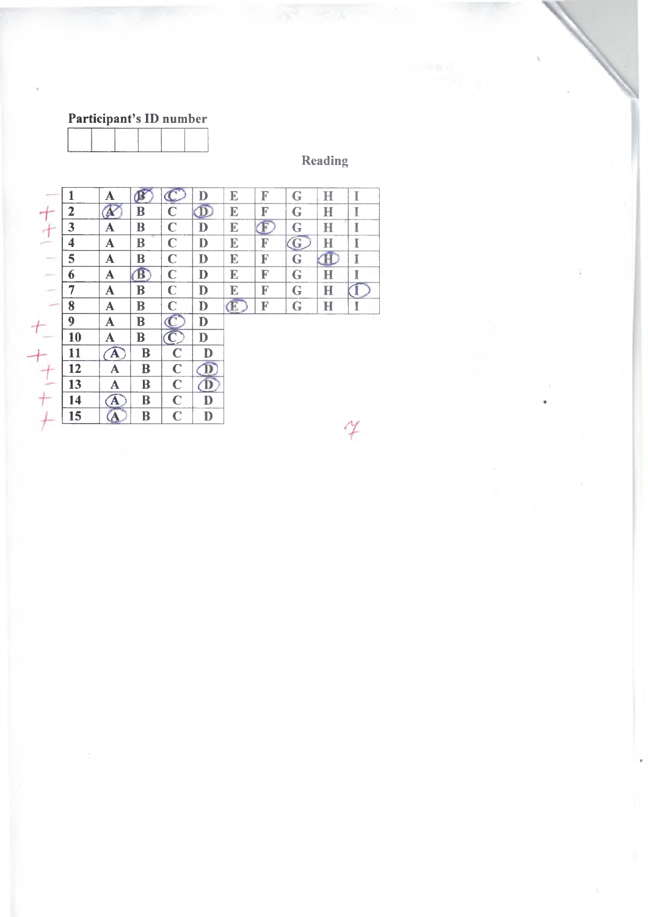**Participant's ID number**

| | | | | | |
|---|---|---|---|---|---|
| | | | | | |

Reading

| Mark | # | | | | | | | | | |
|---|---|---|---|---|---|---|---|---|---|---|
| – | 1 | A | (B) | (C) | D | E | F | G | H | I |
| + | 2 | (A) | B | C | (D) | E | F | G | H | I |
| + | 3 | A | B | C | D | E | (F) | G | H | I |
| – | 4 | A | B | C | D | E | F | (G) | H | I |
| – | 5 | A | B | C | D | E | F | G | (H) | I |
| – | 6 | A | (B) | C | D | E | F | G | H | I |
| – | 7 | A | B | C | D | E | F | G | H | (I) |
| – | 8 | A | B | C | D | (E) | F | G | H | I |
| + | 9 | A | B | (C) | D | | | | | |
| – | 10 | A | B | (C) | D | | | | | |
| + | 11 | (A) | B | C | D | | | | | |
| + | 12 | A | B | C | (D) | | | | | |
| – | 13 | A | B | C | (D) | | | | | |
| + | 14 | (A) | B | C | D | | | | | |
| + | 15 | (A) | B | C | D | | | | | |

7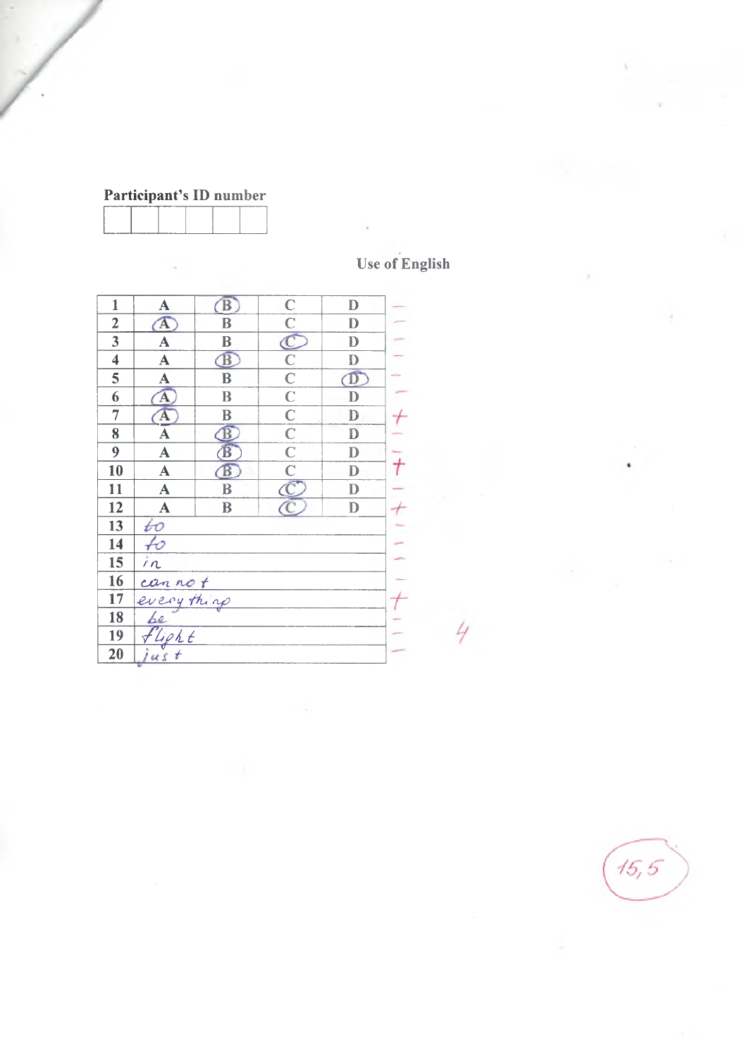**Participant's ID number**

| | | | | | |
|---|---|---|---|---|---|
| | | | | | |

Use of English

| | | | | | |
|---|---|---|---|---|---|
| 1 | A | (B) | C | D | – |
| 2 | (A) | B | C | D | – |
| 3 | A | B | (C) | D | – |
| 4 | A | (B) | C | D | – |
| 5 | A | B | C | (D) | – |
| 6 | (A) | B | C | D | – |
| 7 | (A) | B | C | D | + |
| 8 | A | (B) | C | D | – |
| 9 | A | (B) | C | D | – |
| 10 | A | (B) | C | D | + |
| 11 | A | B | (C) | D | – |
| 12 | A | B | (C) | D | + |
| 13 | to | | | | – |
| 14 | to | | | | – |
| 15 | in | | | | – |
| 16 | can not | | | | – |
| 17 | every thing | | | | + |
| 18 | be | | | | – |
| 19 | flight | | | | – |
| 20 | just | | | | – |

4

15,5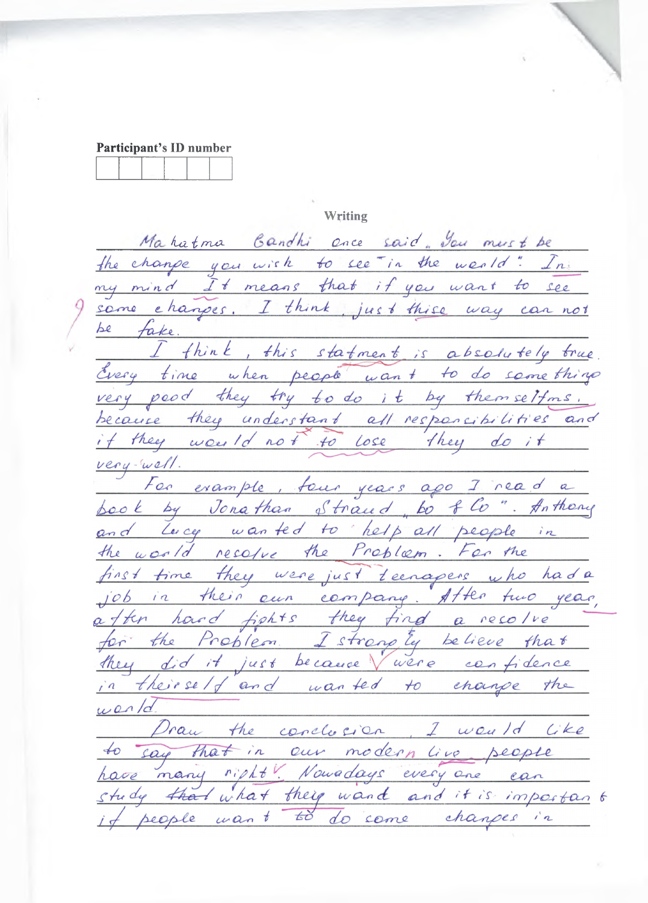Participant's ID number

| | | | | | |
|---|---|---|---|---|---|
| | | | | | |

Writing

Mahatma Gandhi once said. You must be the change you wish to see" in the world". In my mind It means that if you want to see some changes. I think, just thise way can not be fake.

I think, this statment is absolutely true. Every time when people want to do something very good they try to do it by themselfms. because they understand all responcibilities and if they would not to lose they do it very well.

For example, four years ago I read a book by Jonathan Straud "bo f Co". Anthony and Lucy wanted to help all people in the world resolve the Problem. For the first time they were just teenagers who had a job in their own company. After two year, after hard fights they find a resolve for the Problem. I strongly believe that they did it just because were confidence in theirself and wanted to change the world.

Draw the conclusion, I would like to say that in our modern live people have many right. Nowadays every one can study ~~that~~ what they wand and it is important if people want to do some changes in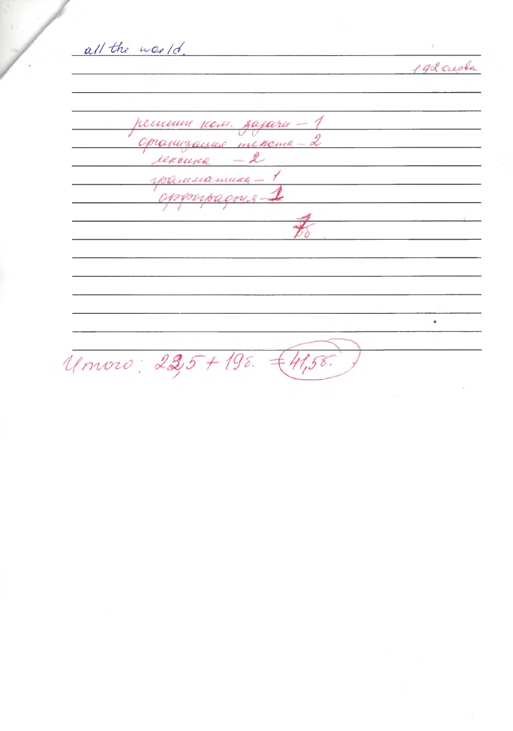all the world.

192 слова

решение ком. задачи – 1
организация текста – 2
лексика – 2
грамматика – 1
орфография – 1

7б

Итого: 22,5 + 19б. = 41,5б.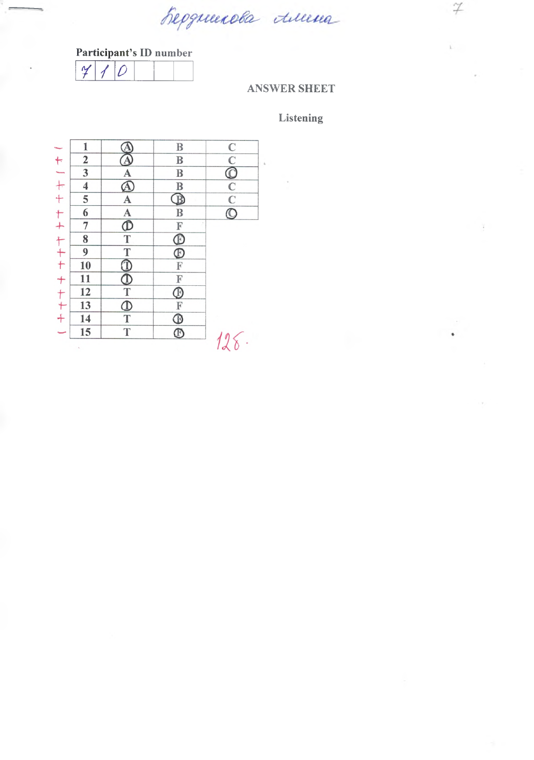Бердникова Алина

Participant's ID number

| 7 | 1 | 0 | | | |
|---|---|---|---|---|---|

ANSWER SHEET

Listening

| | | | | |
|---|---|---|---|---|
| – | 1 | (A) | B | C |
| + | 2 | (A) | B | C |
| – | 3 | A | B | (C) |
| + | 4 | (A) | B | C |
| + | 5 | A | (B) | C |
| + | 6 | A | B | (C) |
| + | 7 | (T) | F | |
| + | 8 | T | (F) | |
| + | 9 | T | (F) | |
| + | 10 | (T) | F | |
| + | 11 | (T) | F | |
| + | 12 | T | (F) | |
| + | 13 | (T) | F | |
| + | 14 | T | (F) | |
| – | 15 | T | (F) | |

12б.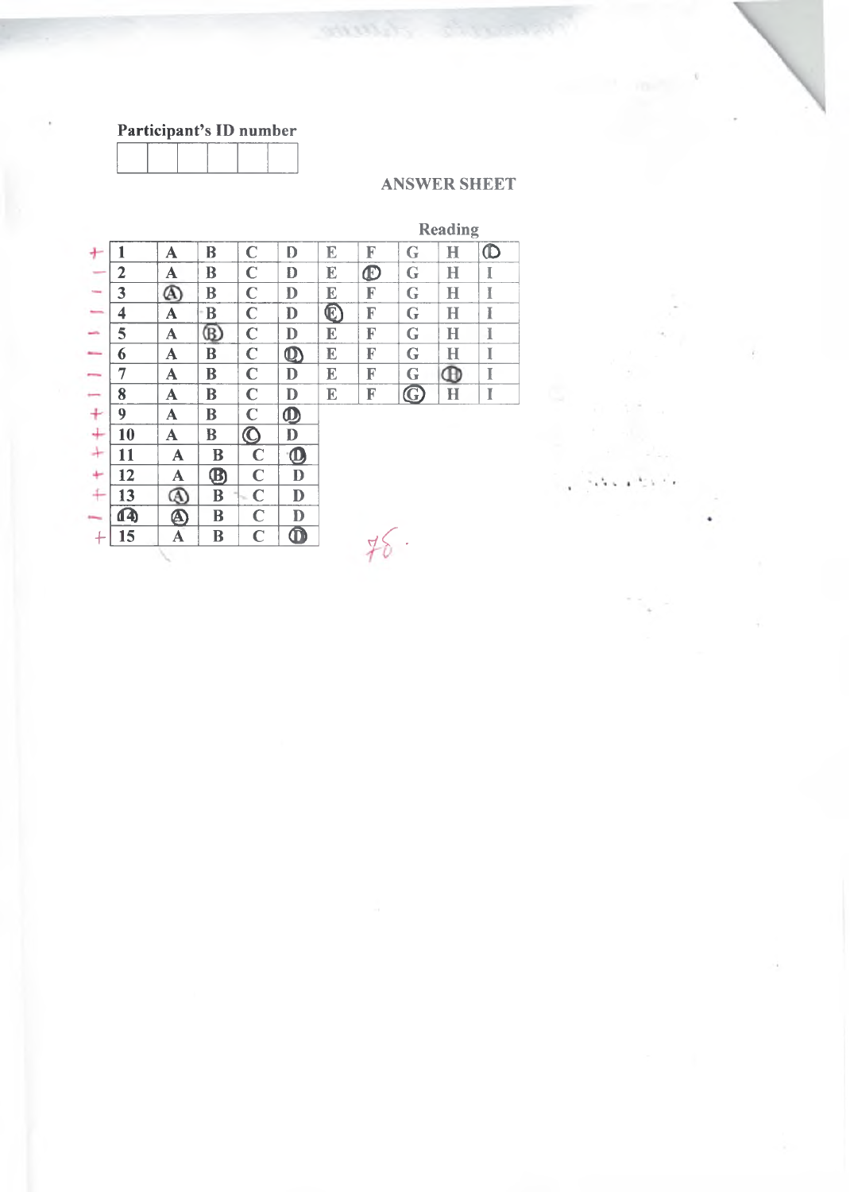**Participant's ID number**

| | | | | | |
|---|---|---|---|---|---|
| | | | | | |

**ANSWER SHEET**

**Reading**

| | | | | | | | | | | |
|---|---|---|---|---|---|---|---|---|---|---|
| + | 1 | A | B | C | D | E | F | G | H | (I) |
| – | 2 | A | B | C | D | E | (F) | G | H | I |
| – | 3 | (A) | B | C | D | E | F | G | H | I |
| – | 4 | A | B | C | D | (E) | F | G | H | I |
| – | 5 | A | (B) | C | D | E | F | G | H | I |
| – | 6 | A | B | C | (D) | E | F | G | H | I |
| – | 7 | A | B | C | D | E | F | G | (H) | I |
| – | 8 | A | B | C | D | E | F | (G) | H | I |
| + | 9 | A | B | C | (D) | | | | | |
| + | 10 | A | B | (C) | D | | | | | |
| + | 11 | A | B | C | (D) | | | | | |
| + | 12 | A | (B) | C | D | | | | | |
| + | 13 | (A) | B | C | D | | | | | |
| – | (14) | (A) | B | C | D | | | | | |
| + | 15 | A | B | C | (D) | | | | | |

7б.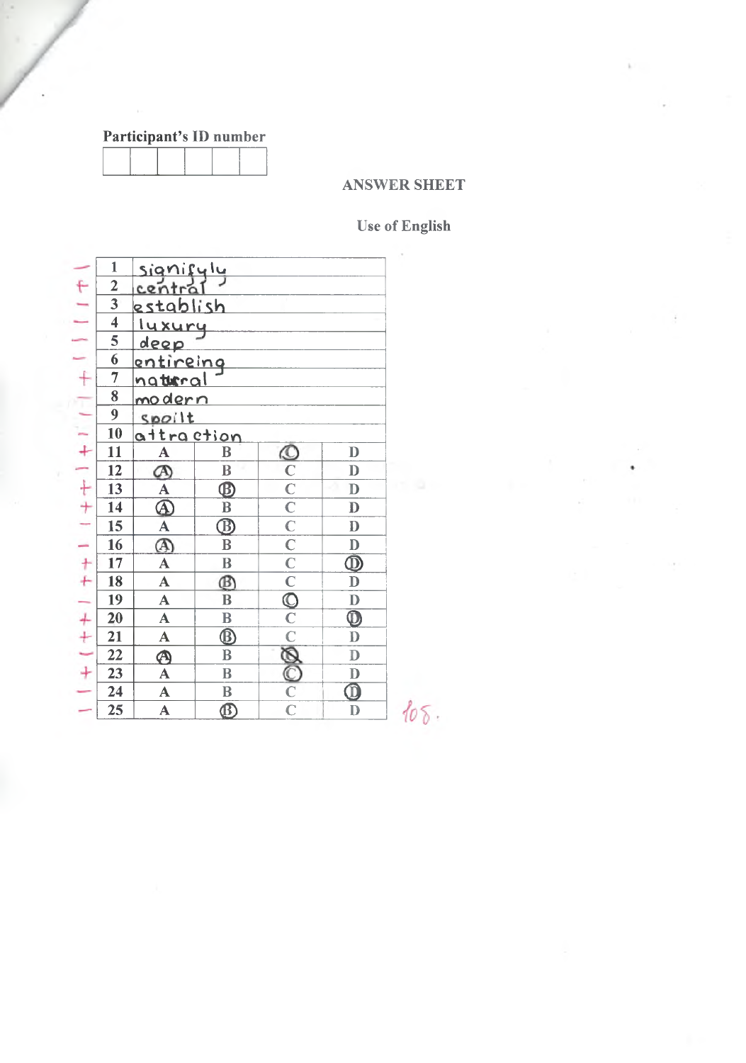Participant's ID number

| | | | | | |
|---|---|---|---|---|---|
| | | | | | |

ANSWER SHEET

Use of English

| Mark | No. | Answer | | | |
|---|---|---|---|---|---|
| – | 1 | signifyly | | | |
| + | 2 | central | | | |
| – | 3 | establish | | | |
| – | 4 | luxury | | | |
| – | 5 | deep | | | |
| – | 6 | entireing | | | |
| + | 7 | natural | | | |
| – | 8 | modern | | | |
| – | 9 | spoilt | | | |
| – | 10 | attraction | | | |
| + | 11 | A | B | (C) | D |
| – | 12 | (A) | B | C | D |
| + | 13 | A | (B) | C | D |
| + | 14 | (A) | B | C | D |
| – | 15 | A | (B) | C | D |
| – | 16 | (A) | B | C | D |
| + | 17 | A | B | C | (D) |
| + | 18 | A | (B) | C | D |
| – | 19 | A | B | (C) | D |
| + | 20 | A | B | C | (D) |
| + | 21 | A | (B) | C | D |
| – | 22 | (A) | B | ~~(C)~~ | D |
| + | 23 | A | B | (C) | D |
| – | 24 | A | B | C | (D) |
| – | 25 | A | (B) | C | D |

10\$.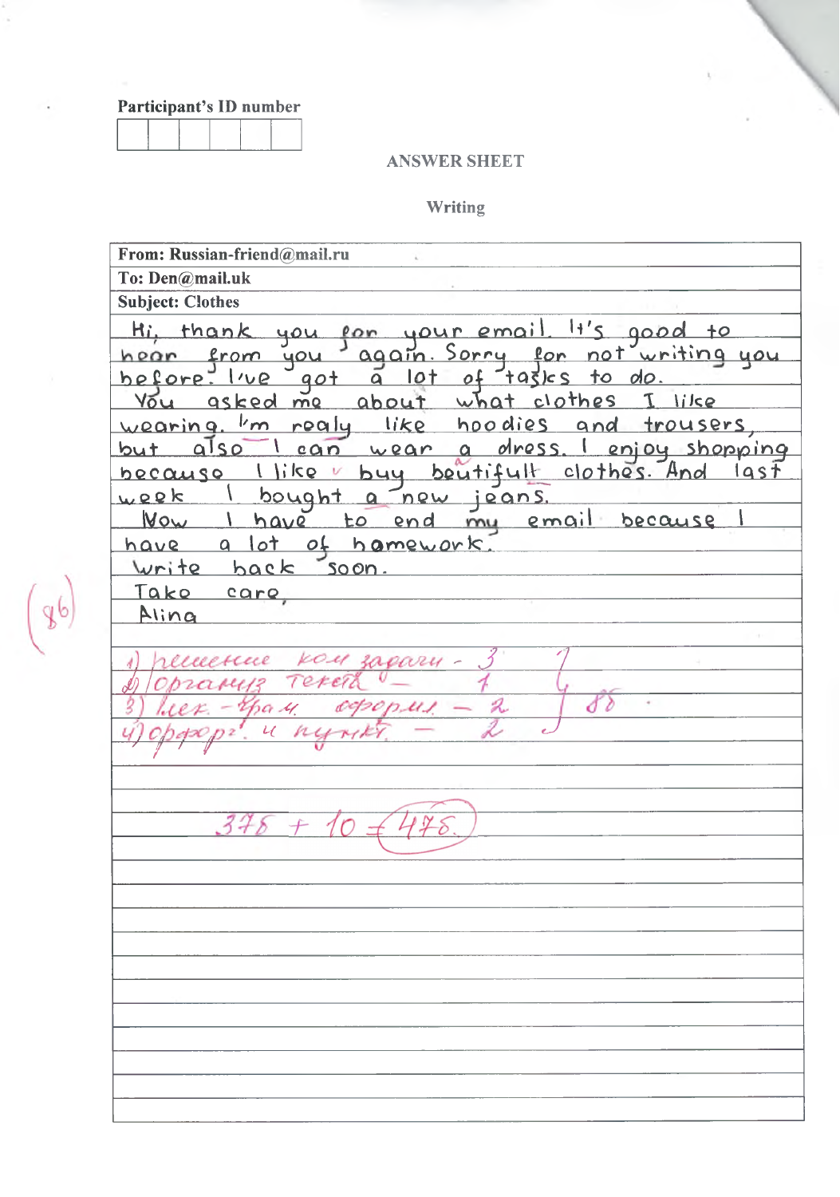Participant's ID number

| | | | | | |
|---|---|---|---|---|---|
| | | | | | |

**ANSWER SHEET**

**Writing**

| **From: Russian-friend@mail.ru** |
|---|
| **To: Den@mail.uk** |
| **Subject: Clothes** |
| Hi, thank you for your email. It's good to hear from you again. Sorry for not writing you before. I've got a lot of tasks to do. |
| You asked me about what clothes I like wearing. I'm realy like hoodies and trousers, but also I can wear a dress. I enjoy shopping because I like buy beutifull clothes. And last week I bought a new jeans. |
| Now I have to end my email because I have a lot of homework. |
| Write back soon. |
| Take care, |
| Alina |

(8б)

1) решение ком задачи – 3
2) Организ текст – 1
3) лек.-грам. оформл – 2
4) орфогр. и пункт. – 2

8б

37б + 10 = 47б.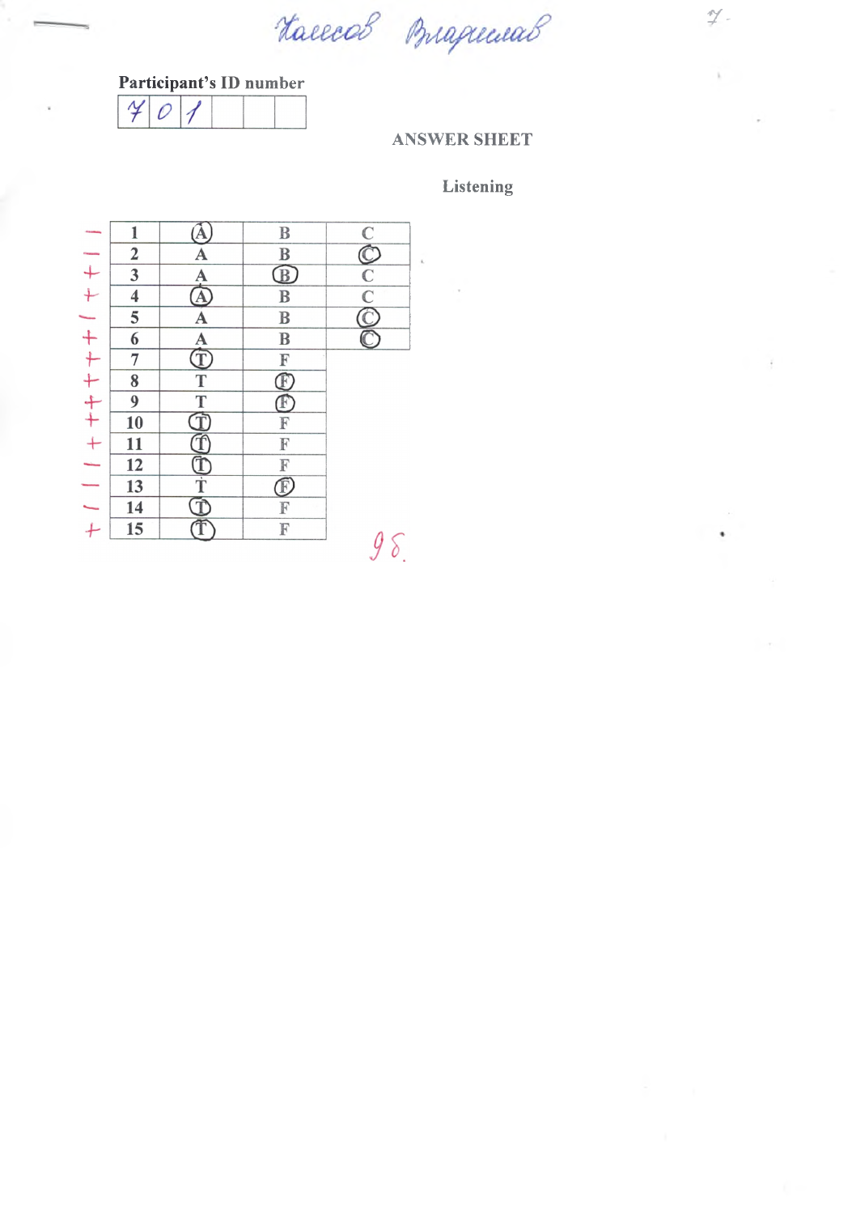Хаесов Владислав

7.

**Participant's ID number**

| 7 | 0 | 1 | | | |
|---|---|---|---|---|---|

## ANSWER SHEET

### Listening

| Mark | No. | | | |
|---|---|---|---|---|
| – | 1 | (A) | B | C |
| – | 2 | A | B | (C) |
| + | 3 | A | (B) | C |
| + | 4 | (A) | B | C |
| – | 5 | A | B | (C) |
| + | 6 | A | B | (C) |
| + | 7 | (T) | F | |
| + | 8 | T | (F) | |
| + | 9 | T | (F) | |
| + | 10 | (T) | F | |
| + | 11 | (T) | F | |
| – | 12 | (T) | F | |
| – | 13 | T | (F) | |
| – | 14 | (T) | F | |
| + | 15 | (T) | F | |

9 б.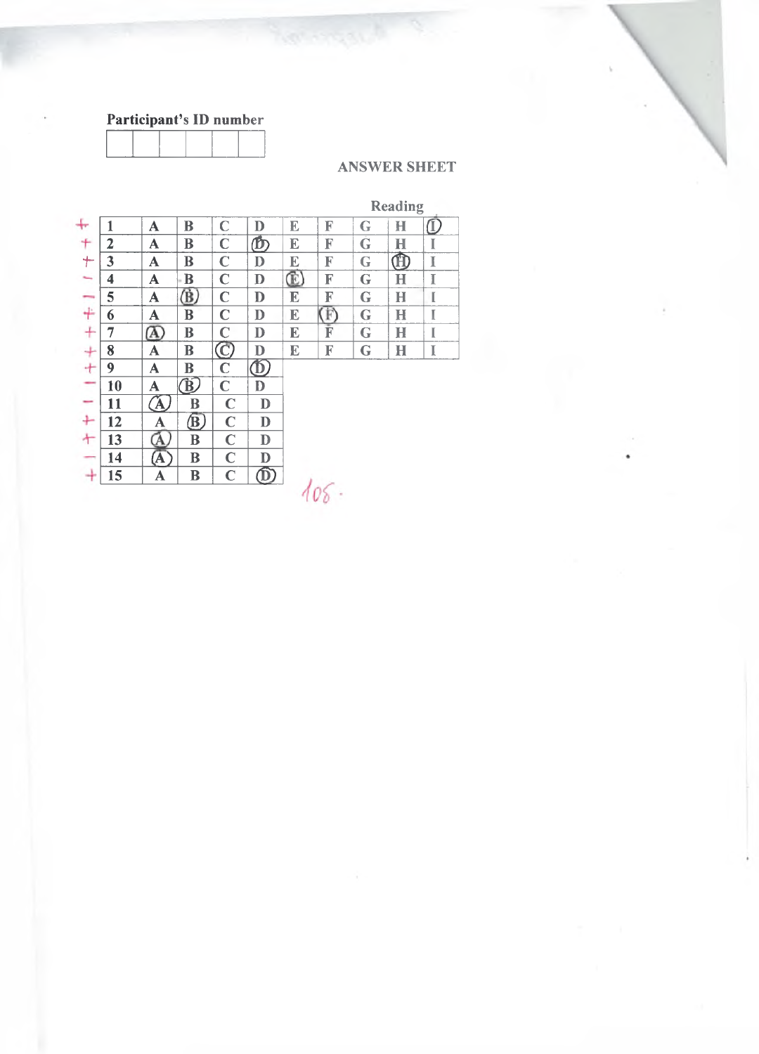Participant's ID number

| | | | | | |
|---|---|---|---|---|---|
| | | | | | |

ANSWER SHEET

Reading

| Mark | No. | | | | | | | | | |
|---|---|---|---|---|---|---|---|---|---|---|
| + | 1 | A | B | C | D | E | F | G | H | (I) |
| + | 2 | A | B | C | (D) | E | F | G | H | I |
| + | 3 | A | B | C | D | E | F | G | (H) | I |
| – | 4 | A | B | C | D | (E) | F | G | H | I |
| – | 5 | A | (B) | C | D | E | F | G | H | I |
| + | 6 | A | B | C | D | E | (F) | G | H | I |
| + | 7 | (A) | B | C | D | E | F | G | H | I |
| + | 8 | A | B | (C) | D | E | F | G | H | I |
| + | 9 | A | B | C | (D) | | | | | |
| – | 10 | A | (B) | C | D | | | | | |
| – | 11 | (A) | B | C | D | | | | | |
| + | 12 | A | (B) | C | D | | | | | |
| + | 13 | (A) | B | C | D | | | | | |
| – | 14 | (A) | B | C | D | | | | | |
| + | 15 | A | B | C | (D) | | | | | |

10б.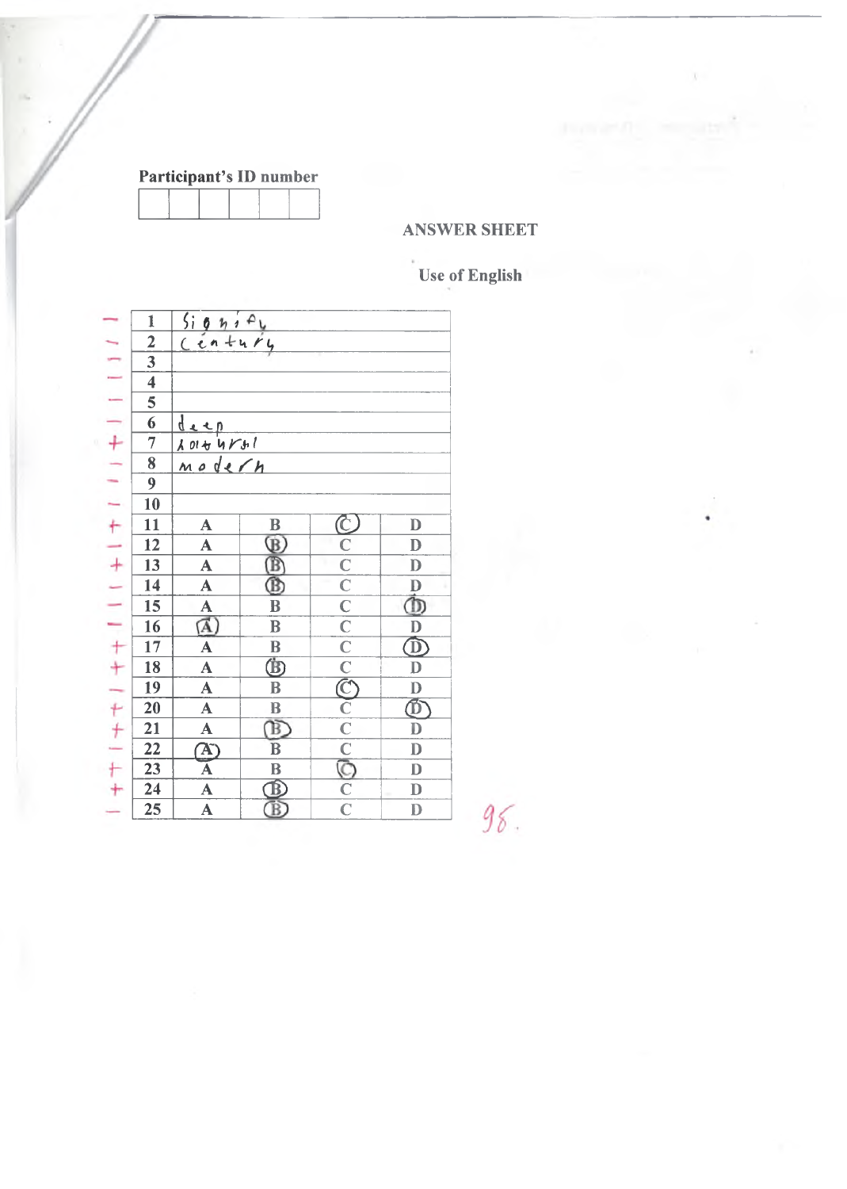Participant's ID number

| | | | | | |
|---|---|---|---|---|---|
| | | | | | |

ANSWER SHEET

Use of English

| Mark | No. | | | | |
|---|---|---|---|---|---|
| – | 1 | signify | | | |
| – | 2 | century | | | |
| – | 3 | | | | |
| – | 4 | | | | |
| – | 5 | | | | |
| – | 6 | deep | | | |
| + | 7 | lotourgal | | | |
| – | 8 | modern | | | |
| – | 9 | | | | |
| – | 10 | | | | |
| + | 11 | A | B | (C) | D |
| – | 12 | A | (B) | C | D |
| + | 13 | A | (B) | C | D |
| – | 14 | A | (B) | C | D |
| – | 15 | A | B | C | (D) |
| – | 16 | (A) | B | C | D |
| + | 17 | A | B | C | (D) |
| + | 18 | A | (B) | C | D |
| – | 19 | A | B | (C) | D |
| + | 20 | A | B | C | (D) |
| + | 21 | A | (B) | C | D |
| – | 22 | (A) | B | C | D |
| + | 23 | A | B | (C) | D |
| + | 24 | A | (B) | C | D |
| – | 25 | A | (B) | C | D |

9б.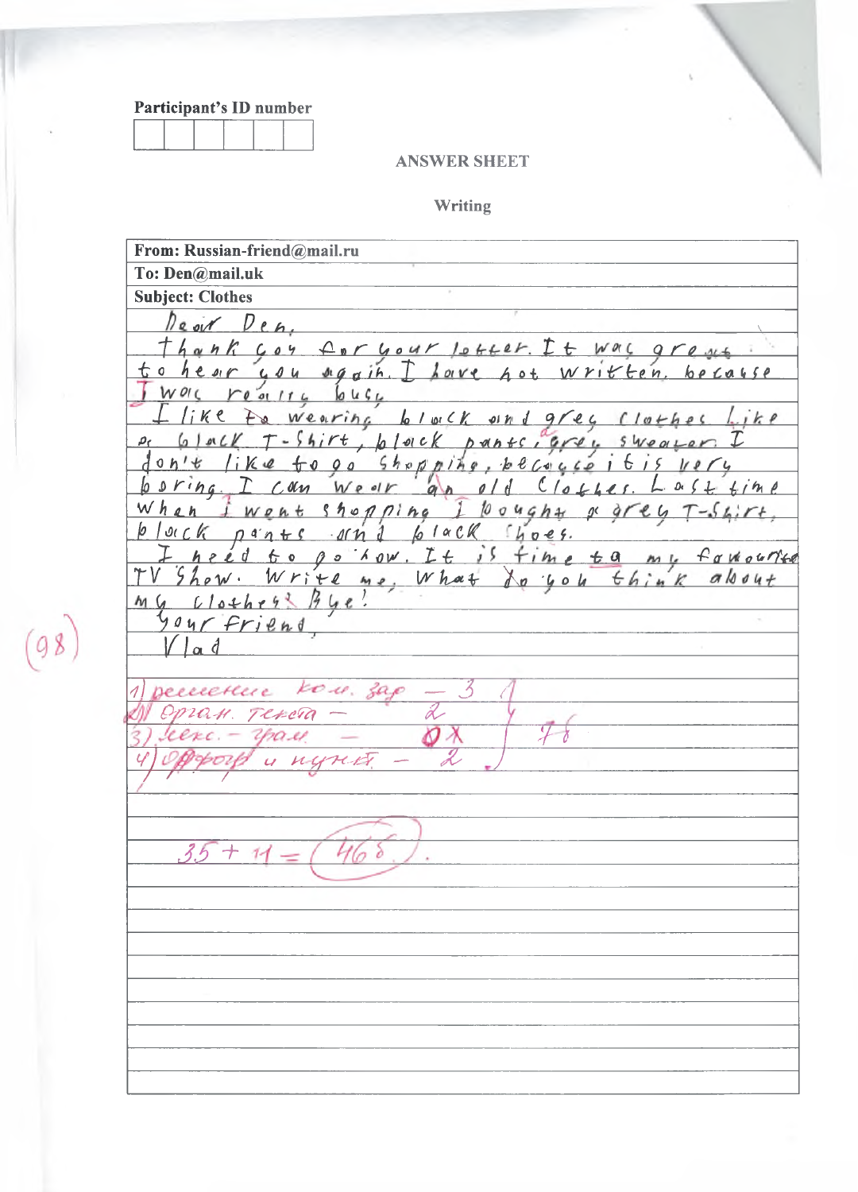Participant's ID number

| | | | | | |
|---|---|---|---|---|---|
| | | | | | |

ANSWER SHEET

Writing

| |
|---|
| **From: Russian-friend@mail.ru** |
| **To: Den@mail.uk** |
| **Subject: Clothes** |
| Dear Den, |
| thank you for your letter. It was great to hear you again. I have not written, because I was really busy. |
| I like to wearing black and grey clothes like a black T-shirt, black pants, grey sweater. I don't like to go shopping, because it is very boring. I can wear an old clothes. Last time when i went shopping I boughts a grey T-Shirt, black pants and black shoes. |
| I need to go now. It is time to my favourite TV Show. Write me, What do you think about my clothes? Bye! |
| Your friend, |
| Vlad |
| 1) решение ком. зад — 3 |
| 2) орган. текста — 2 |
| 3) лекс.-грам. — 0 |
| 4) орфогр. и пункт. — 2 |
| 7б |
| 35 + 11 = 46б |

(98)